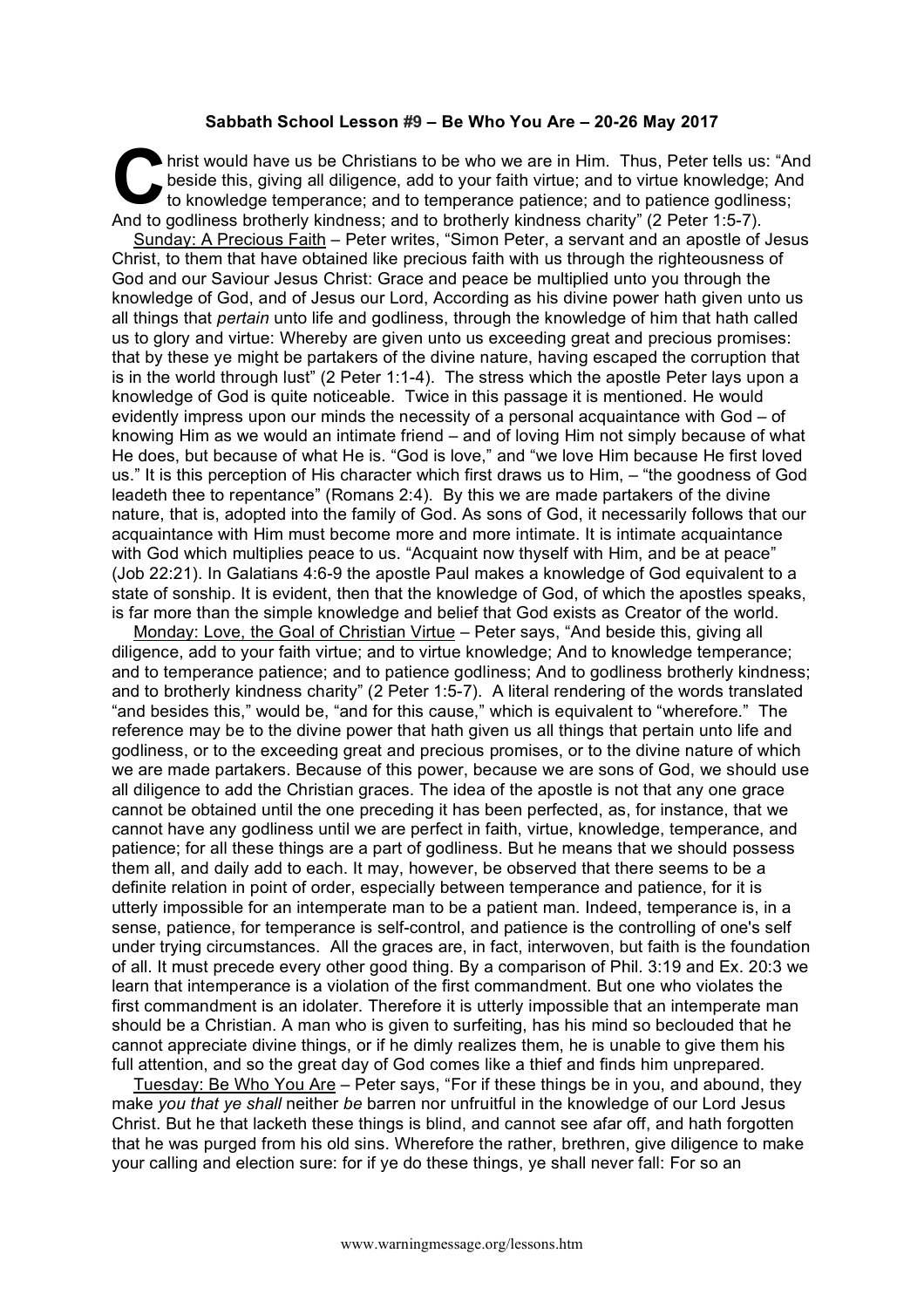**Sabbath School Lesson #9 – Be Who You Are – 20-26 May 2017**

Christ would have us be Christians to be who we are in Him. Thus, Peter tells us: "And beside this, giving all diligence, add to your faith virtue; and to virtue knowledge; And to knowledge temperance; and to temperance patience; and to patience godliness; And to godliness brotherly kindness; and to brotherly kindness charity" (2 Peter 1:5-7).

Sunday: A Precious Faith – Peter writes, "Simon Peter, a servant and an apostle of Jesus Christ, to them that have obtained like precious faith with us through the righteousness of God and our Saviour Jesus Christ: Grace and peace be multiplied unto you through the knowledge of God, and of Jesus our Lord, According as his divine power hath given unto us all things that *pertain* unto life and godliness, through the knowledge of him that hath called us to glory and virtue: Whereby are given unto us exceeding great and precious promises: that by these ye might be partakers of the divine nature, having escaped the corruption that is in the world through lust" (2 Peter 1:1-4). The stress which the apostle Peter lays upon a knowledge of God is quite noticeable. Twice in this passage it is mentioned. He would evidently impress upon our minds the necessity of a personal acquaintance with God – of knowing Him as we would an intimate friend – and of loving Him not simply because of what He does, but because of what He is. "God is love," and "we love Him because He first loved us." It is this perception of His character which first draws us to Him, – "the goodness of God leadeth thee to repentance" (Romans 2:4). By this we are made partakers of the divine nature, that is, adopted into the family of God. As sons of God, it necessarily follows that our acquaintance with Him must become more and more intimate. It is intimate acquaintance with God which multiplies peace to us. "Acquaint now thyself with Him, and be at peace" (Job 22:21). In Galatians 4:6-9 the apostle Paul makes a knowledge of God equivalent to a state of sonship. It is evident, then that the knowledge of God, of which the apostles speaks, is far more than the simple knowledge and belief that God exists as Creator of the world.

Monday: Love, the Goal of Christian Virtue – Peter says, "And beside this, giving all diligence, add to your faith virtue; and to virtue knowledge; And to knowledge temperance; and to temperance patience; and to patience godliness; And to godliness brotherly kindness; and to brotherly kindness charity" (2 Peter 1:5-7). A literal rendering of the words translated "and besides this," would be, "and for this cause," which is equivalent to "wherefore." The reference may be to the divine power that hath given us all things that pertain unto life and godliness, or to the exceeding great and precious promises, or to the divine nature of which we are made partakers. Because of this power, because we are sons of God, we should use all diligence to add the Christian graces. The idea of the apostle is not that any one grace cannot be obtained until the one preceding it has been perfected, as, for instance, that we cannot have any godliness until we are perfect in faith, virtue, knowledge, temperance, and patience; for all these things are a part of godliness. But he means that we should possess them all, and daily add to each. It may, however, be observed that there seems to be a definite relation in point of order, especially between temperance and patience, for it is utterly impossible for an intemperate man to be a patient man. Indeed, temperance is, in a sense, patience, for temperance is self-control, and patience is the controlling of one's self under trying circumstances. All the graces are, in fact, interwoven, but faith is the foundation of all. It must precede every other good thing. By a comparison of Phil. 3:19 and Ex. 20:3 we learn that intemperance is a violation of the first commandment. But one who violates the first commandment is an idolater. Therefore it is utterly impossible that an intemperate man should be a Christian. A man who is given to surfeiting, has his mind so beclouded that he cannot appreciate divine things, or if he dimly realizes them, he is unable to give them his full attention, and so the great day of God comes like a thief and finds him unprepared.

Tuesday: Be Who You Are – Peter says, "For if these things be in you, and abound, they make *you that ye shall* neither *be* barren nor unfruitful in the knowledge of our Lord Jesus Christ. But he that lacketh these things is blind, and cannot see afar off, and hath forgotten that he was purged from his old sins. Wherefore the rather, brethren, give diligence to make your calling and election sure: for if ye do these things, ye shall never fall: For so an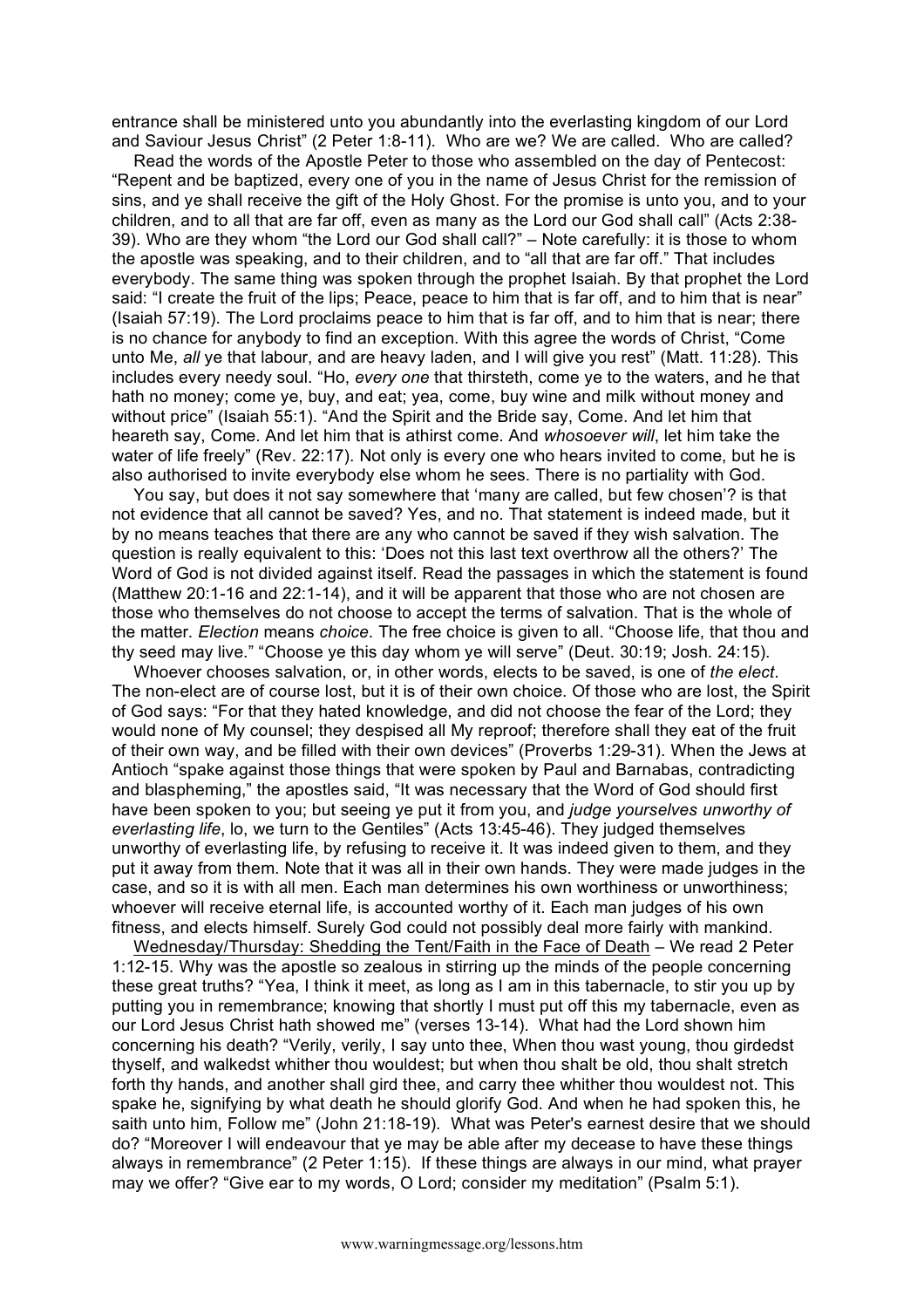entrance shall be ministered unto you abundantly into the everlasting kingdom of our Lord and Saviour Jesus Christ" (2 Peter 1:8-11). Who are we? We are called. Who are called?

Read the words of the Apostle Peter to those who assembled on the day of Pentecost: "Repent and be baptized, every one of you in the name of Jesus Christ for the remission of sins, and ye shall receive the gift of the Holy Ghost. For the promise is unto you, and to your children, and to all that are far off, even as many as the Lord our God shall call" (Acts 2:38-39). Who are they whom "the Lord our God shall call?" – Note carefully: it is those to whom the apostle was speaking, and to their children, and to "all that are far off." That includes everybody. The same thing was spoken through the prophet Isaiah. By that prophet the Lord said: "I create the fruit of the lips; Peace, peace to him that is far off, and to him that is near" (Isaiah 57:19). The Lord proclaims peace to him that is far off, and to him that is near; there is no chance for anybody to find an exception. With this agree the words of Christ, "Come unto Me, *all* ye that labour, and are heavy laden, and I will give you rest" (Matt. 11:28). This includes every needy soul. "Ho, *every one* that thirsteth, come ye to the waters, and he that hath no money; come ye, buy, and eat; yea, come, buy wine and milk without money and without price" (Isaiah 55:1). "And the Spirit and the Bride say, Come. And let him that heareth say, Come. And let him that is athirst come. And *whosoever will*, let him take the water of life freely" (Rev. 22:17). Not only is every one who hears invited to come, but he is also authorised to invite everybody else whom he sees. There is no partiality with God.

You say, but does it not say somewhere that 'many are called, but few chosen'? is that not evidence that all cannot be saved? Yes, and no. That statement is indeed made, but it by no means teaches that there are any who cannot be saved if they wish salvation. The question is really equivalent to this: 'Does not this last text overthrow all the others?' The Word of God is not divided against itself. Read the passages in which the statement is found (Matthew 20:1-16 and 22:1-14), and it will be apparent that those who are not chosen are those who themselves do not choose to accept the terms of salvation. That is the whole of the matter. *Election* means *choice*. The free choice is given to all. "Choose life, that thou and thy seed may live." "Choose ye this day whom ye will serve" (Deut. 30:19; Josh. 24:15).

Whoever chooses salvation, or, in other words, elects to be saved, is one of *the elect*. The non-elect are of course lost, but it is of their own choice. Of those who are lost, the Spirit of God says: "For that they hated knowledge, and did not choose the fear of the Lord; they would none of My counsel; they despised all My reproof; therefore shall they eat of the fruit of their own way, and be filled with their own devices" (Proverbs 1:29-31). When the Jews at Antioch "spake against those things that were spoken by Paul and Barnabas, contradicting and blaspheming," the apostles said, "It was necessary that the Word of God should first have been spoken to you; but seeing ye put it from you, and *judge yourselves unworthy of everlasting life*, lo, we turn to the Gentiles" (Acts 13:45-46). They judged themselves unworthy of everlasting life, by refusing to receive it. It was indeed given to them, and they put it away from them. Note that it was all in their own hands. They were made judges in the case, and so it is with all men. Each man determines his own worthiness or unworthiness; whoever will receive eternal life, is accounted worthy of it. Each man judges of his own fitness, and elects himself. Surely God could not possibly deal more fairly with mankind.

<u>Wednesday/Thursday: Shedding the Tent/Faith in the Face of Death</u> – We read 2 Peter 1:12-15. Why was the apostle so zealous in stirring up the minds of the people concerning these great truths? "Yea, I think it meet, as long as I am in this tabernacle, to stir you up by putting you in remembrance; knowing that shortly I must put off this my tabernacle, even as our Lord Jesus Christ hath showed me" (verses 13-14). What had the Lord shown him concerning his death? "Verily, verily, I say unto thee, When thou wast young, thou girdedst thyself, and walkedst whither thou wouldest; but when thou shalt be old, thou shalt stretch forth thy hands, and another shall gird thee, and carry thee whither thou wouldest not. This spake he, signifying by what death he should glorify God. And when he had spoken this, he saith unto him, Follow me" (John 21:18-19). What was Peter's earnest desire that we should do? "Moreover I will endeavour that ye may be able after my decease to have these things always in remembrance" (2 Peter 1:15). If these things are always in our mind, what prayer may we offer? "Give ear to my words, O Lord; consider my meditation" (Psalm 5:1).